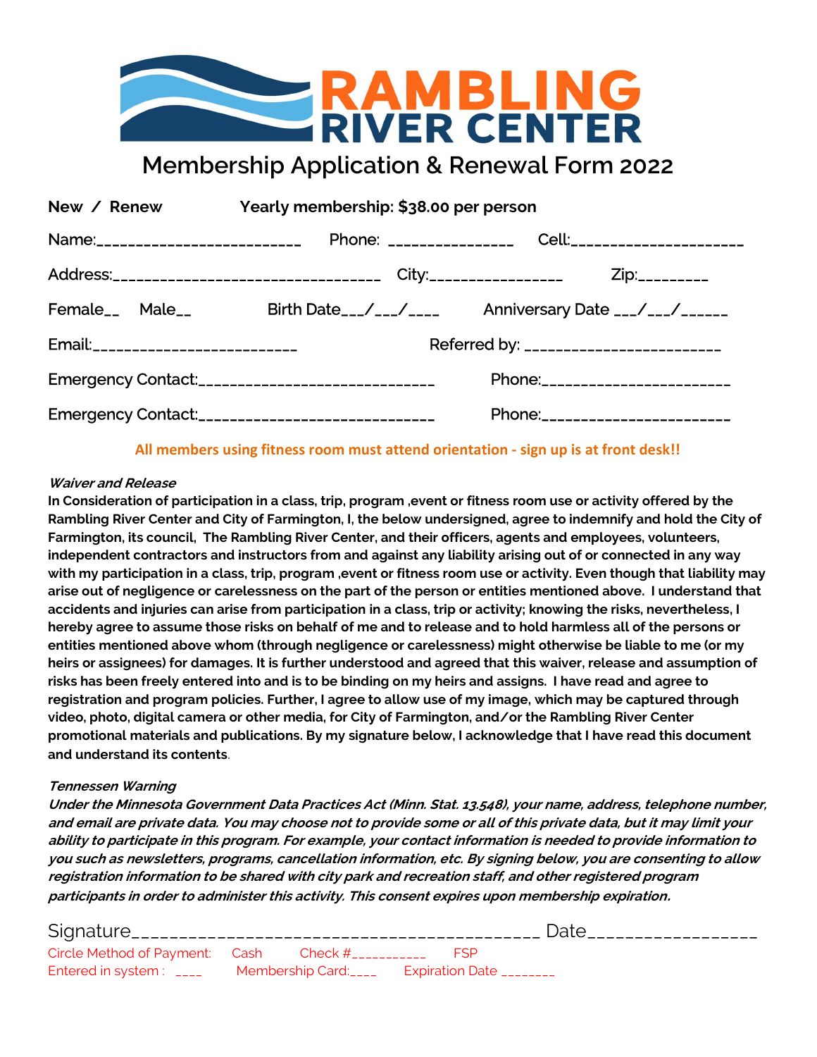# RAMBLING RIVER CENTER

## Membership Application & Renewal Form 2022

**New / Renew** **Yearly membership: $38.00 per person**

Name:_________________________ Phone: _______________ Cell:_____________________

Address:_________________________________ City:________________ Zip:_________

Female__ Male__ Birth Date___/___/____ Anniversary Date ___/___/______

Email:_________________________ Referred by: ________________________

Emergency Contact:____________________________ Phone:______________________

Emergency Contact:____________________________ Phone:______________________

**All members using fitness room must attend orientation - sign up is at front desk!!**

***Waiver and Release***

**In Consideration of participation in a class, trip, program ,event or fitness room use or activity offered by the Rambling River Center and City of Farmington, I, the below undersigned, agree to indemnify and hold the City of Farmington, its council, The Rambling River Center, and their officers, agents and employees, volunteers, independent contractors and instructors from and against any liability arising out of or connected in any way with my participation in a class, trip, program ,event or fitness room use or activity. Even though that liability may arise out of negligence or carelessness on the part of the person or entities mentioned above. I understand that accidents and injuries can arise from participation in a class, trip or activity; knowing the risks, nevertheless, I hereby agree to assume those risks on behalf of me and to release and to hold harmless all of the persons or entities mentioned above whom (through negligence or carelessness) might otherwise be liable to me (or my heirs or assignees) for damages. It is further understood and agreed that this waiver, release and assumption of risks has been freely entered into and is to be binding on my heirs and assigns. I have read and agree to registration and program policies. Further, I agree to allow use of my image, which may be captured through video, photo, digital camera or other media, for City of Farmington, and/or the Rambling River Center promotional materials and publications. By my signature below, I acknowledge that I have read this document and understand its contents**.

***Tennessen Warning***

***Under the Minnesota Government Data Practices Act (Minn. Stat. 13.548), your name, address, telephone number, and email are private data. You may choose not to provide some or all of this private data, but it may limit your ability to participate in this program. For example, your contact information is needed to provide information to you such as newsletters, programs, cancellation information, etc. By signing below, you are consenting to allow registration information to be shared with city park and recreation staff, and other registered program participants in order to administer this activity. This consent expires upon membership expiration.***

Signature__________________________________________ Date_________________

Circle Method of Payment: Cash Check #__________ FSP

Entered in system : ____ Membership Card:____ Expiration Date ________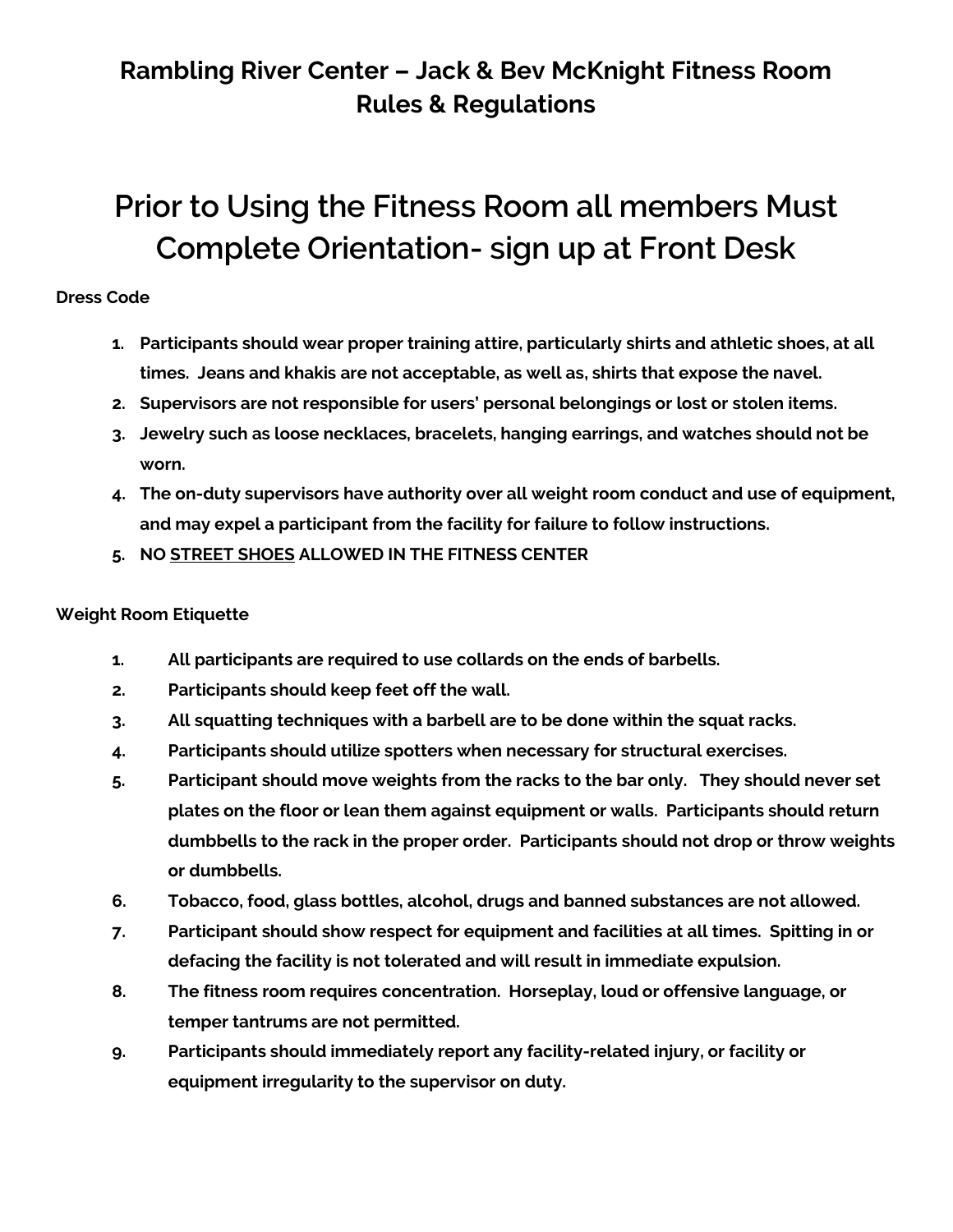# Rambling River Center – Jack & Bev McKnight Fitness Room Rules & Regulations

## Prior to Using the Fitness Room all members Must Complete Orientation- sign up at Front Desk

**Dress Code**

1. **Participants should wear proper training attire, particularly shirts and athletic shoes, at all times. Jeans and khakis are not acceptable, as well as, shirts that expose the navel.**
2. **Supervisors are not responsible for users' personal belongings or lost or stolen items.**
3. **Jewelry such as loose necklaces, bracelets, hanging earrings, and watches should not be worn.**
4. **The on-duty supervisors have authority over all weight room conduct and use of equipment, and may expel a participant from the facility for failure to follow instructions.**
5. **NO <u>STREET SHOES</u> ALLOWED IN THE FITNESS CENTER**

**Weight Room Etiquette**

1. **All participants are required to use collards on the ends of barbells.**
2. **Participants should keep feet off the wall.**
3. **All squatting techniques with a barbell are to be done within the squat racks.**
4. **Participants should utilize spotters when necessary for structural exercises.**
5. **Participant should move weights from the racks to the bar only. They should never set plates on the floor or lean them against equipment or walls. Participants should return dumbbells to the rack in the proper order. Participants should not drop or throw weights or dumbbells.**
6. **Tobacco, food, glass bottles, alcohol, drugs and banned substances are not allowed.**
7. **Participant should show respect for equipment and facilities at all times. Spitting in or defacing the facility is not tolerated and will result in immediate expulsion.**
8. **The fitness room requires concentration. Horseplay, loud or offensive language, or temper tantrums are not permitted.**
9. **Participants should immediately report any facility-related injury, or facility or equipment irregularity to the supervisor on duty.**